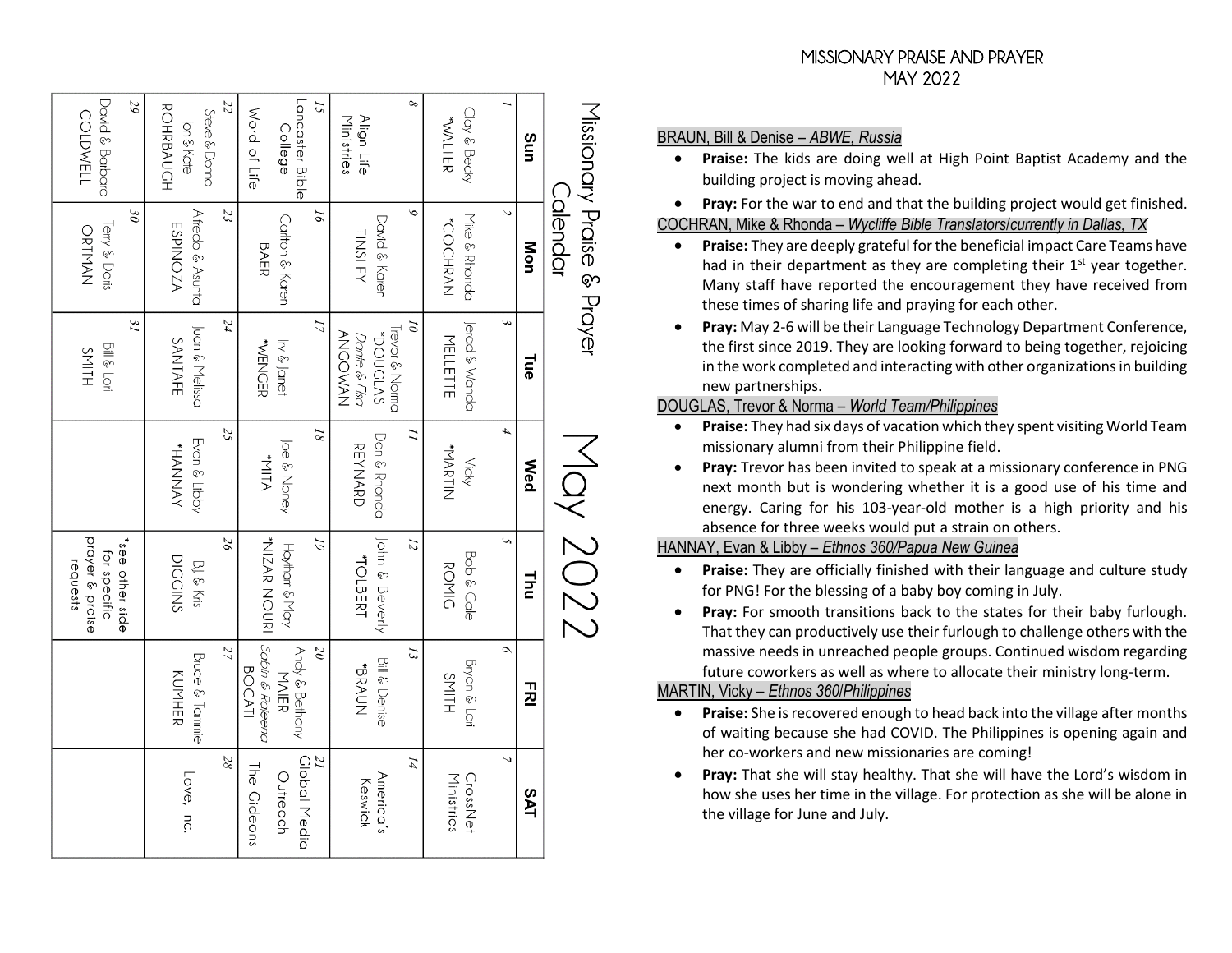# Missionary Praise & Prayer Calendar

## May 2022

| Sun | Mon | Tue | Wed | Thu | FRI | SAT |
|---|---|---|---|---|---|---|
| 1 Clay & Becky *WALTER | 2 Mike & Rhonda *COCHRAN | 3 Jerad & Wanda MELLETTE | 4 Vicky *MARTIN | 5 Bob & Gale ROMIG | 6 Bryan & Lori SMITH | 7 CrossNet Ministries |
| 8 Align Life Ministries | 9 David & Karen TINSLEY | 10 Trevor & Norma *DOUGLAS *Dante & Elsa* ANGOWAN | 11 Don & Rhonda REYNARD | 12 John & Beverly *TOLBERT | 13 Bill & Denise *BRAUN | 14 America's Keswick |
| 15 Lancaster Bible College / Word of Life | 16 Carlton & Karen BAER | 17 Irv & Janet *WENGER | 18 Joe & Nancy *MITA | 19 Haytham & Mary *NIZAR NOURI | 20 Andy & Bethany MAIER *Sabin & Rajeena* BOGATI | 21 Global Media Outreach / The Gideons |
| 22 Steve & Donna / Jon & Kate ROHRBAUGH | 23 Alfredo & Asunta ESPINOZA | 24 Juan & Melissa SANTAFE | 25 Evan & Libby *HANNAY | 26 BJ & Kris DIGGINS | 27 Bruce & Tammie KUMHER | 28 Love, Inc. |
| 29 David & Barbara COLDWELL | 30 Terry & Doris ORTMAN | 31 Bill & Lori SMITH | | *see other side for specific prayer & praise requests | | |

# MISSIONARY PRAISE AND PRAYER
# MAY 2022

BRAUN, Bill & Denise – *ABWE, Russia*

- **Praise:** The kids are doing well at High Point Baptist Academy and the building project is moving ahead.
- **Pray:** For the war to end and that the building project would get finished.

COCHRAN, Mike & Rhonda – *Wycliffe Bible Translators/currently in Dallas, TX*

- **Praise:** They are deeply grateful for the beneficial impact Care Teams have had in their department as they are completing their 1st year together. Many staff have reported the encouragement they have received from these times of sharing life and praying for each other.
- **Pray:** May 2-6 will be their Language Technology Department Conference, the first since 2019. They are looking forward to being together, rejoicing in the work completed and interacting with other organizations in building new partnerships.

DOUGLAS, Trevor & Norma – *World Team/Philippines*

- **Praise:** They had six days of vacation which they spent visiting World Team missionary alumni from their Philippine field.
- **Pray:** Trevor has been invited to speak at a missionary conference in PNG next month but is wondering whether it is a good use of his time and energy. Caring for his 103-year-old mother is a high priority and his absence for three weeks would put a strain on others.

HANNAY, Evan & Libby – *Ethnos 360/Papua New Guinea*

- **Praise:** They are officially finished with their language and culture study for PNG! For the blessing of a baby boy coming in July.
- **Pray:** For smooth transitions back to the states for their baby furlough. That they can productively use their furlough to challenge others with the massive needs in unreached people groups. Continued wisdom regarding future coworkers as well as where to allocate their ministry long-term.

MARTIN, Vicky – *Ethnos 360/Philippines*

- **Praise:** She is recovered enough to head back into the village after months of waiting because she had COVID. The Philippines is opening again and her co-workers and new missionaries are coming!
- **Pray:** That she will stay healthy. That she will have the Lord's wisdom in how she uses her time in the village. For protection as she will be alone in the village for June and July.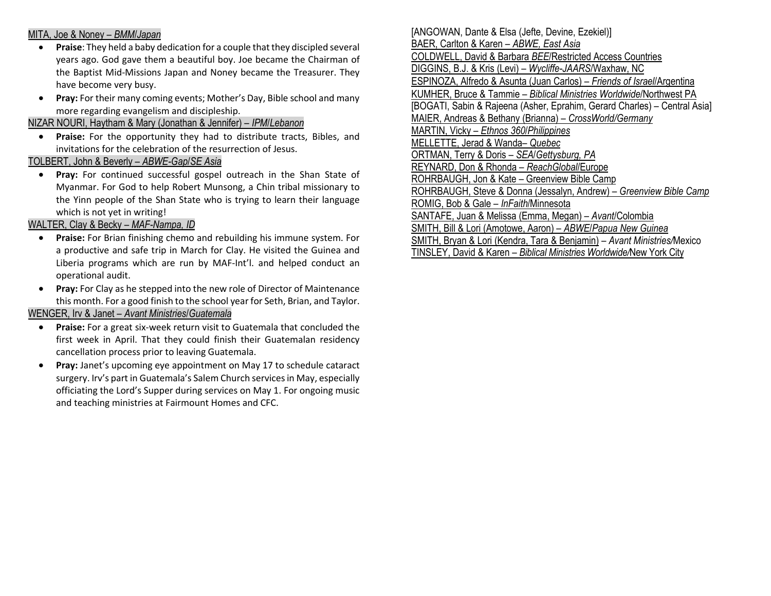MITA, Joe & Noney – *BMM/Japan*

- **Praise**: They held a baby dedication for a couple that they discipled several years ago. God gave them a beautiful boy. Joe became the Chairman of the Baptist Mid-Missions Japan and Noney became the Treasurer. They have become very busy.
- **Pray:** For their many coming events; Mother's Day, Bible school and many more regarding evangelism and discipleship.

NIZAR NOURI, Haytham & Mary (Jonathan & Jennifer) – *IPM/Lebanon*

- **Praise:** For the opportunity they had to distribute tracts, Bibles, and invitations for the celebration of the resurrection of Jesus.

TOLBERT, John & Beverly – *ABWE-Gap/SE Asia*

- **Pray:** For continued successful gospel outreach in the Shan State of Myanmar. For God to help Robert Munsong, a Chin tribal missionary to the Yinn people of the Shan State who is trying to learn their language which is not yet in writing!

WALTER, Clay & Becky – *MAF-Nampa, ID*

- **Praise:** For Brian finishing chemo and rebuilding his immune system. For a productive and safe trip in March for Clay. He visited the Guinea and Liberia programs which are run by MAF-Int'l. and helped conduct an operational audit.
- **Pray:** For Clay as he stepped into the new role of Director of Maintenance this month. For a good finish to the school year for Seth, Brian, and Taylor.

WENGER, Irv & Janet – *Avant Ministries/Guatemala*

- **Praise:** For a great six-week return visit to Guatemala that concluded the first week in April. That they could finish their Guatemalan residency cancellation process prior to leaving Guatemala.
- **Pray:** Janet's upcoming eye appointment on May 17 to schedule cataract surgery. Irv's part in Guatemala's Salem Church services in May, especially officiating the Lord's Supper during services on May 1. For ongoing music and teaching ministries at Fairmount Homes and CFC.

[ANGOWAN, Dante & Elsa (Jefte, Devine, Ezekiel)]
BAER, Carlton & Karen – *ABWE, East Asia*
COLDWELL, David & Barbara *BEE*/Restricted Access Countries
DIGGINS, B.J. & Kris (Levi) – *Wycliffe-JAARS*/Waxhaw, NC
ESPINOZA, Alfredo & Asunta (Juan Carlos) – *Friends of Israel*/Argentina
KUMHER, Bruce & Tammie – *Biblical Ministries Worldwide*/Northwest PA
[BOGATI, Sabin & Rajeena (Asher, Eprahim, Gerard Charles) – Central Asia]
MAIER, Andreas & Bethany (Brianna) – *CrossWorld/Germany*
MARTIN, Vicky – *Ethnos 360/Philippines*
MELLETTE, Jerad & Wanda– *Quebec*
ORTMAN, Terry & Doris – *SEA/Gettysburg, PA*
REYNARD, Don & Rhonda – *ReachGlobal*/Europe
ROHRBAUGH, Jon & Kate – Greenview Bible Camp
ROHRBAUGH, Steve & Donna (Jessalyn, Andrew) – *Greenview Bible Camp*
ROMIG, Bob & Gale – *InFaith*/Minnesota
SANTAFE, Juan & Melissa (Emma, Megan) – *Avant*/Colombia
SMITH, Bill & Lori (Amotowe, Aaron) – *ABWE/Papua New Guinea*
SMITH, Bryan & Lori (Kendra, Tara & Benjamin) – *Avant Ministries/*Mexico
TINSLEY, David & Karen – *Biblical Ministries Worldwide/*New York City